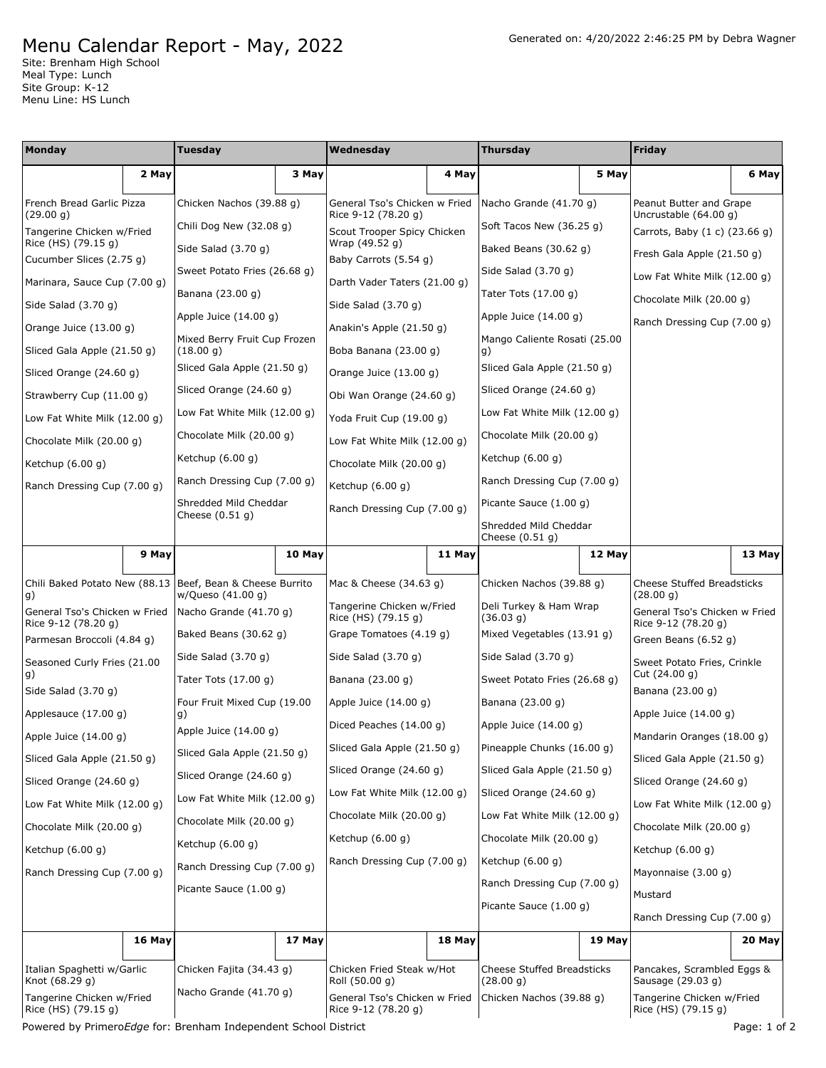# Menu Calendar Report - May, 2022

Generated on: 4/20/2022 2:46:25 PM by Debra Wagner

Site: Brenham High School
Meal Type: Lunch
Site Group: K-12
Menu Line: HS Lunch

| Monday | Tuesday | Wednesday | Thursday | Friday |
|---|---|---|---|---|
| **2 May** | **3 May** | **4 May** | **5 May** | **6 May** |
| French Bread Garlic Pizza (29.00 g)<br>Tangerine Chicken w/Fried Rice (HS) (79.15 g)<br>Cucumber Slices (2.75 g)<br>Marinara, Sauce Cup (7.00 g)<br>Side Salad (3.70 g)<br>Orange Juice (13.00 g)<br>Sliced Gala Apple (21.50 g)<br>Sliced Orange (24.60 g)<br>Strawberry Cup (11.00 g)<br>Low Fat White Milk (12.00 g)<br>Chocolate Milk (20.00 g)<br>Ketchup (6.00 g)<br>Ranch Dressing Cup (7.00 g) | Chicken Nachos (39.88 g)<br>Chili Dog New (32.08 g)<br>Side Salad (3.70 g)<br>Sweet Potato Fries (26.68 g)<br>Banana (23.00 g)<br>Apple Juice (14.00 g)<br>Mixed Berry Fruit Cup Frozen (18.00 g)<br>Sliced Gala Apple (21.50 g)<br>Sliced Orange (24.60 g)<br>Low Fat White Milk (12.00 g)<br>Chocolate Milk (20.00 g)<br>Ketchup (6.00 g)<br>Ranch Dressing Cup (7.00 g)<br>Shredded Mild Cheddar Cheese (0.51 g) | General Tso's Chicken w Fried Rice 9-12 (78.20 g)<br>Scout Trooper Spicy Chicken Wrap (49.52 g)<br>Baby Carrots (5.54 g)<br>Darth Vader Taters (21.00 g)<br>Side Salad (3.70 g)<br>Anakin's Apple (21.50 g)<br>Boba Banana (23.00 g)<br>Orange Juice (13.00 g)<br>Obi Wan Orange (24.60 g)<br>Yoda Fruit Cup (19.00 g)<br>Low Fat White Milk (12.00 g)<br>Chocolate Milk (20.00 g)<br>Ketchup (6.00 g)<br>Ranch Dressing Cup (7.00 g) | Nacho Grande (41.70 g)<br>Soft Tacos New (36.25 g)<br>Baked Beans (30.62 g)<br>Side Salad (3.70 g)<br>Tater Tots (17.00 g)<br>Apple Juice (14.00 g)<br>Mango Caliente Rosati (25.00 g)<br>Sliced Gala Apple (21.50 g)<br>Sliced Orange (24.60 g)<br>Low Fat White Milk (12.00 g)<br>Chocolate Milk (20.00 g)<br>Ketchup (6.00 g)<br>Ranch Dressing Cup (7.00 g)<br>Picante Sauce (1.00 g)<br>Shredded Mild Cheddar Cheese (0.51 g) | Peanut Butter and Grape Uncrustable (64.00 g)<br>Carrots, Baby (1 c) (23.66 g)<br>Fresh Gala Apple (21.50 g)<br>Low Fat White Milk (12.00 g)<br>Chocolate Milk (20.00 g)<br>Ranch Dressing Cup (7.00 g) |
| **9 May** | **10 May** | **11 May** | **12 May** | **13 May** |
| Chili Baked Potato New (88.13 g)<br>General Tso's Chicken w Fried Rice 9-12 (78.20 g)<br>Parmesan Broccoli (4.84 g)<br>Seasoned Curly Fries (21.00 g)<br>Side Salad (3.70 g)<br>Applesauce (17.00 g)<br>Apple Juice (14.00 g)<br>Sliced Gala Apple (21.50 g)<br>Sliced Orange (24.60 g)<br>Low Fat White Milk (12.00 g)<br>Chocolate Milk (20.00 g)<br>Ketchup (6.00 g)<br>Ranch Dressing Cup (7.00 g) | Beef, Bean & Cheese Burrito w/Queso (41.00 g)<br>Nacho Grande (41.70 g)<br>Baked Beans (30.62 g)<br>Side Salad (3.70 g)<br>Tater Tots (17.00 g)<br>Four Fruit Mixed Cup (19.00 g)<br>Apple Juice (14.00 g)<br>Sliced Gala Apple (21.50 g)<br>Sliced Orange (24.60 g)<br>Low Fat White Milk (12.00 g)<br>Chocolate Milk (20.00 g)<br>Ketchup (6.00 g)<br>Ranch Dressing Cup (7.00 g)<br>Picante Sauce (1.00 g) | Mac & Cheese (34.63 g)<br>Tangerine Chicken w/Fried Rice (HS) (79.15 g)<br>Grape Tomatoes (4.19 g)<br>Side Salad (3.70 g)<br>Banana (23.00 g)<br>Apple Juice (14.00 g)<br>Diced Peaches (14.00 g)<br>Sliced Gala Apple (21.50 g)<br>Sliced Orange (24.60 g)<br>Low Fat White Milk (12.00 g)<br>Chocolate Milk (20.00 g)<br>Ketchup (6.00 g)<br>Ranch Dressing Cup (7.00 g) | Chicken Nachos (39.88 g)<br>Deli Turkey & Ham Wrap (36.03 g)<br>Mixed Vegetables (13.91 g)<br>Side Salad (3.70 g)<br>Sweet Potato Fries (26.68 g)<br>Banana (23.00 g)<br>Apple Juice (14.00 g)<br>Pineapple Chunks (16.00 g)<br>Sliced Gala Apple (21.50 g)<br>Sliced Orange (24.60 g)<br>Low Fat White Milk (12.00 g)<br>Chocolate Milk (20.00 g)<br>Ketchup (6.00 g)<br>Ranch Dressing Cup (7.00 g)<br>Picante Sauce (1.00 g) | Cheese Stuffed Breadsticks (28.00 g)<br>General Tso's Chicken w Fried Rice 9-12 (78.20 g)<br>Green Beans (6.52 g)<br>Sweet Potato Fries, Crinkle Cut (24.00 g)<br>Banana (23.00 g)<br>Apple Juice (14.00 g)<br>Mandarin Oranges (18.00 g)<br>Sliced Gala Apple (21.50 g)<br>Sliced Orange (24.60 g)<br>Low Fat White Milk (12.00 g)<br>Chocolate Milk (20.00 g)<br>Ketchup (6.00 g)<br>Mayonnaise (3.00 g)<br>Mustard<br>Ranch Dressing Cup (7.00 g) |
| **16 May** | **17 May** | **18 May** | **19 May** | **20 May** |
| Italian Spaghetti w/Garlic Knot (68.29 g)<br>Tangerine Chicken w/Fried Rice (HS) (79.15 g) | Chicken Fajita (34.43 g)<br>Nacho Grande (41.70 g) | Chicken Fried Steak w/Hot Roll (50.00 g)<br>General Tso's Chicken w Fried Rice 9-12 (78.20 g) | Cheese Stuffed Breadsticks (28.00 g)<br>Chicken Nachos (39.88 g) | Pancakes, Scrambled Eggs & Sausage (29.03 g)<br>Tangerine Chicken w/Fried Rice (HS) (79.15 g) |

Powered by Primero*Edge* for: Brenham Independent School District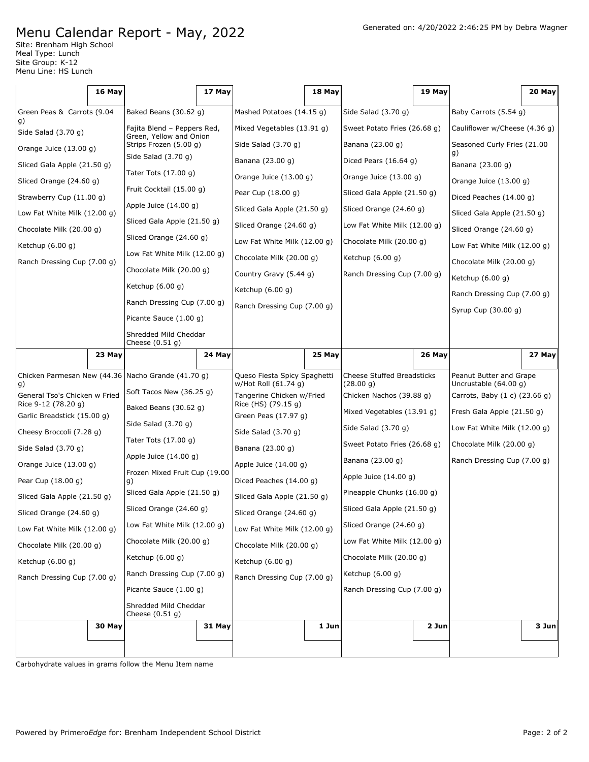# Menu Calendar Report - May, 2022

Generated on: 4/20/2022 2:46:25 PM by Debra Wagner

Site: Brenham High School
Meal Type: Lunch
Site Group: K-12
Menu Line: HS Lunch

| 16 May | 17 May | 18 May | 19 May | 20 May |
|---|---|---|---|---|
| Green Peas & Carrots (9.04 g)<br>Side Salad (3.70 g)<br>Orange Juice (13.00 g)<br>Sliced Gala Apple (21.50 g)<br>Sliced Orange (24.60 g)<br>Strawberry Cup (11.00 g)<br>Low Fat White Milk (12.00 g)<br>Chocolate Milk (20.00 g)<br>Ketchup (6.00 g)<br>Ranch Dressing Cup (7.00 g) | Baked Beans (30.62 g)<br>Fajita Blend – Peppers Red, Green, Yellow and Onion Strips Frozen (5.00 g)<br>Side Salad (3.70 g)<br>Tater Tots (17.00 g)<br>Fruit Cocktail (15.00 g)<br>Apple Juice (14.00 g)<br>Sliced Gala Apple (21.50 g)<br>Sliced Orange (24.60 g)<br>Low Fat White Milk (12.00 g)<br>Chocolate Milk (20.00 g)<br>Ketchup (6.00 g)<br>Ranch Dressing Cup (7.00 g)<br>Picante Sauce (1.00 g)<br>Shredded Mild Cheddar Cheese (0.51 g) | Mashed Potatoes (14.15 g)<br>Mixed Vegetables (13.91 g)<br>Side Salad (3.70 g)<br>Banana (23.00 g)<br>Orange Juice (13.00 g)<br>Pear Cup (18.00 g)<br>Sliced Gala Apple (21.50 g)<br>Sliced Orange (24.60 g)<br>Low Fat White Milk (12.00 g)<br>Chocolate Milk (20.00 g)<br>Country Gravy (5.44 g)<br>Ketchup (6.00 g)<br>Ranch Dressing Cup (7.00 g) | Side Salad (3.70 g)<br>Sweet Potato Fries (26.68 g)<br>Banana (23.00 g)<br>Diced Pears (16.64 g)<br>Orange Juice (13.00 g)<br>Sliced Gala Apple (21.50 g)<br>Sliced Orange (24.60 g)<br>Low Fat White Milk (12.00 g)<br>Chocolate Milk (20.00 g)<br>Ketchup (6.00 g)<br>Ranch Dressing Cup (7.00 g) | Baby Carrots (5.54 g)<br>Cauliflower w/Cheese (4.36 g)<br>Seasoned Curly Fries (21.00 g)<br>Banana (23.00 g)<br>Orange Juice (13.00 g)<br>Diced Peaches (14.00 g)<br>Sliced Gala Apple (21.50 g)<br>Sliced Orange (24.60 g)<br>Low Fat White Milk (12.00 g)<br>Chocolate Milk (20.00 g)<br>Ketchup (6.00 g)<br>Ranch Dressing Cup (7.00 g)<br>Syrup Cup (30.00 g) |
| **23 May** | **24 May** | **25 May** | **26 May** | **27 May** |
| Chicken Parmesan New (44.36 g)<br>General Tso's Chicken w Fried Rice 9-12 (78.20 g)<br>Garlic Breadstick (15.00 g)<br>Cheesy Broccoli (7.28 g)<br>Side Salad (3.70 g)<br>Orange Juice (13.00 g)<br>Pear Cup (18.00 g)<br>Sliced Gala Apple (21.50 g)<br>Sliced Orange (24.60 g)<br>Low Fat White Milk (12.00 g)<br>Chocolate Milk (20.00 g)<br>Ketchup (6.00 g)<br>Ranch Dressing Cup (7.00 g) | Nacho Grande (41.70 g)<br>Soft Tacos New (36.25 g)<br>Baked Beans (30.62 g)<br>Side Salad (3.70 g)<br>Tater Tots (17.00 g)<br>Apple Juice (14.00 g)<br>Frozen Mixed Fruit Cup (19.00 g)<br>Sliced Gala Apple (21.50 g)<br>Sliced Orange (24.60 g)<br>Low Fat White Milk (12.00 g)<br>Chocolate Milk (20.00 g)<br>Ketchup (6.00 g)<br>Ranch Dressing Cup (7.00 g)<br>Picante Sauce (1.00 g)<br>Shredded Mild Cheddar Cheese (0.51 g) | Queso Fiesta Spicy Spaghetti w/Hot Roll (61.74 g)<br>Tangerine Chicken w/Fried Rice (HS) (79.15 g)<br>Green Peas (17.97 g)<br>Side Salad (3.70 g)<br>Banana (23.00 g)<br>Apple Juice (14.00 g)<br>Diced Peaches (14.00 g)<br>Sliced Gala Apple (21.50 g)<br>Sliced Orange (24.60 g)<br>Low Fat White Milk (12.00 g)<br>Chocolate Milk (20.00 g)<br>Ketchup (6.00 g)<br>Ranch Dressing Cup (7.00 g) | Cheese Stuffed Breadsticks (28.00 g)<br>Chicken Nachos (39.88 g)<br>Mixed Vegetables (13.91 g)<br>Side Salad (3.70 g)<br>Sweet Potato Fries (26.68 g)<br>Banana (23.00 g)<br>Apple Juice (14.00 g)<br>Pineapple Chunks (16.00 g)<br>Sliced Gala Apple (21.50 g)<br>Sliced Orange (24.60 g)<br>Low Fat White Milk (12.00 g)<br>Chocolate Milk (20.00 g)<br>Ketchup (6.00 g)<br>Ranch Dressing Cup (7.00 g) | Peanut Butter and Grape Uncrustable (64.00 g)<br>Carrots, Baby (1 c) (23.66 g)<br>Fresh Gala Apple (21.50 g)<br>Low Fat White Milk (12.00 g)<br>Chocolate Milk (20.00 g)<br>Ranch Dressing Cup (7.00 g) |
| **30 May** | **31 May** | **1 Jun** | **2 Jun** | **3 Jun** |
| | | | | |

Carbohydrate values in grams follow the Menu Item name

Powered by PrimeroEdge for: Brenham Independent School District